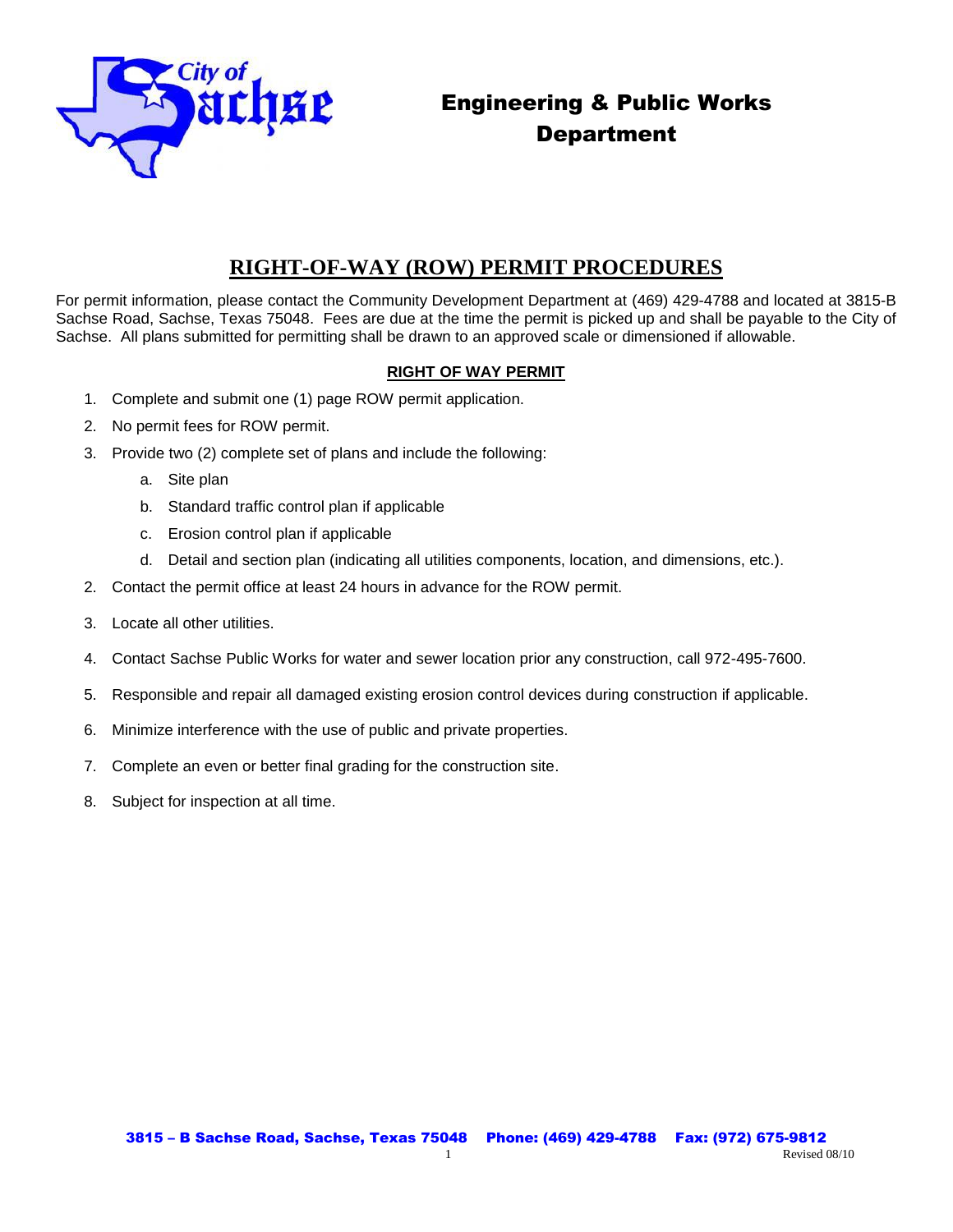# Engineering & Public Works Department

## RIGHT-OF-WAY (ROW) PERMIT PROCEDURES

For permit information, please contact the Community Development Department at (469) 429-4788 and located at 3815-B Sachse Road, Sachse, Texas 75048. Fees are due at the time the permit is picked up and shall be payable to the City of Sachse. All plans submitted for permitting shall be drawn to an approved scale or dimensioned if allowable.

### RIGHT OF WAY PERMIT

1. Complete and submit one (1) page ROW permit application.
2. No permit fees for ROW permit.
3. Provide two (2) complete set of plans and include the following:
   a. Site plan
   b. Standard traffic control plan if applicable
   c. Erosion control plan if applicable
   d. Detail and section plan (indicating all utilities components, location, and dimensions, etc.).

2. Contact the permit office at least 24 hours in advance for the ROW permit.
3. Locate all other utilities.
4. Contact Sachse Public Works for water and sewer location prior any construction, call 972-495-7600.
5. Responsible and repair all damaged existing erosion control devices during construction if applicable.
6. Minimize interference with the use of public and private properties.
7. Complete an even or better final grading for the construction site.
8. Subject for inspection at all time.

**3815 – B Sachse Road, Sachse, Texas 75048 Phone: (469) 429-4788 Fax: (972) 675-9812**

Revised 08/10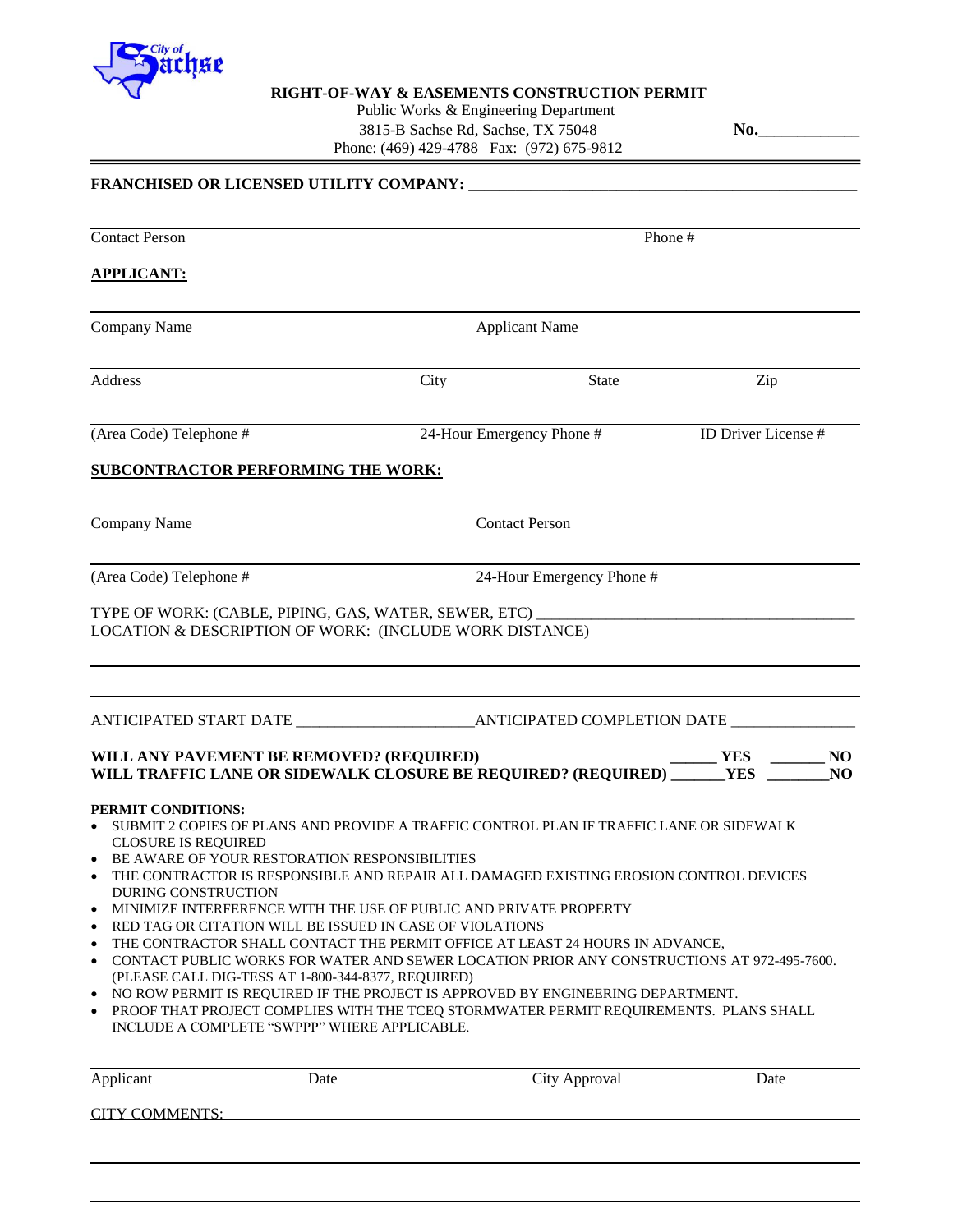City of Sachse

**RIGHT-OF-WAY & EASEMENTS CONSTRUCTION PERMIT**

Public Works & Engineering Department
3815-B Sachse Rd, Sachse, TX 75048
Phone: (469) 429-4788 Fax: (972) 675-9812

**No.**____________

**FRANCHISED OR LICENSED UTILITY COMPANY:** ____________________________________________

Contact Person — Phone #

**APPLICANT:**

Company Name — Applicant Name

Address — City — State — Zip

(Area Code) Telephone # — 24-Hour Emergency Phone # — ID Driver License #

**SUBCONTRACTOR PERFORMING THE WORK:**

Company Name — Contact Person

(Area Code) Telephone # — 24-Hour Emergency Phone #

TYPE OF WORK: (CABLE, PIPING, GAS, WATER, SEWER, ETC) ________________________________________

LOCATION & DESCRIPTION OF WORK: (INCLUDE WORK DISTANCE)

ANTICIPATED START DATE ______________________ ANTICIPATED COMPLETION DATE _______________

**WILL ANY PAVEMENT BE REMOVED? (REQUIRED)** ______ **YES** _______ **NO**

**WILL TRAFFIC LANE OR SIDEWALK CLOSURE BE REQUIRED? (REQUIRED)** _______ **YES** ________ **NO**

**PERMIT CONDITIONS:**

- SUBMIT 2 COPIES OF PLANS AND PROVIDE A TRAFFIC CONTROL PLAN IF TRAFFIC LANE OR SIDEWALK CLOSURE IS REQUIRED
- BE AWARE OF YOUR RESTORATION RESPONSIBILITIES
- THE CONTRACTOR IS RESPONSIBLE AND REPAIR ALL DAMAGED EXISTING EROSION CONTROL DEVICES DURING CONSTRUCTION
- MINIMIZE INTERFERENCE WITH THE USE OF PUBLIC AND PRIVATE PROPERTY
- RED TAG OR CITATION WILL BE ISSUED IN CASE OF VIOLATIONS
- THE CONTRACTOR SHALL CONTACT THE PERMIT OFFICE AT LEAST 24 HOURS IN ADVANCE,
- CONTACT PUBLIC WORKS FOR WATER AND SEWER LOCATION PRIOR ANY CONSTRUCTIONS AT 972-495-7600. (PLEASE CALL DIG-TESS AT 1-800-344-8377, REQUIRED)
- NO ROW PERMIT IS REQUIRED IF THE PROJECT IS APPROVED BY ENGINEERING DEPARTMENT.
- PROOF THAT PROJECT COMPLIES WITH THE TCEQ STORMWATER PERMIT REQUIREMENTS. PLANS SHALL INCLUDE A COMPLETE "SWPPP" WHERE APPLICABLE.

Applicant — Date — City Approval — Date

CITY COMMENTS: